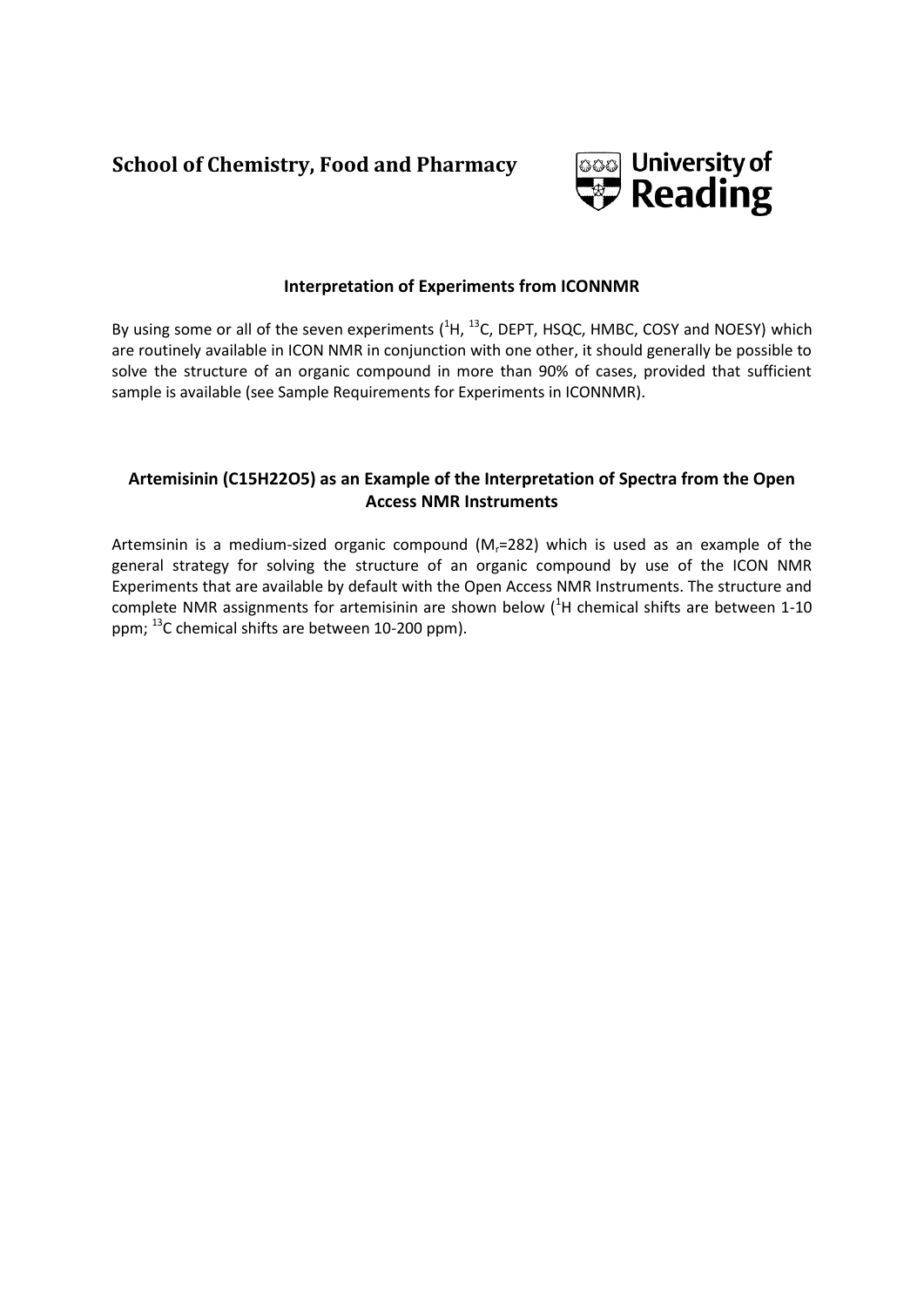# School of Chemistry, Food and Pharmacy

University of Reading

## Interpretation of Experiments from ICONNMR

By using some or all of the seven experiments ($^{1}H$, $^{13}C$, DEPT, HSQC, HMBC, COSY and NOESY) which are routinely available in ICON NMR in conjunction with one other, it should generally be possible to solve the structure of an organic compound in more than 90% of cases, provided that sufficient sample is available (see Sample Requirements for Experiments in ICONNMR).

## Artemisinin (C15H22O5) as an Example of the Interpretation of Spectra from the Open Access NMR Instruments

Artemsinin is a medium-sized organic compound ($M_r$=282) which is used as an example of the general strategy for solving the structure of an organic compound by use of the ICON NMR Experiments that are available by default with the Open Access NMR Instruments. The structure and complete NMR assignments for artemisinin are shown below ($^{1}H$ chemical shifts are between 1-10 ppm; $^{13}C$ chemical shifts are between 10-200 ppm).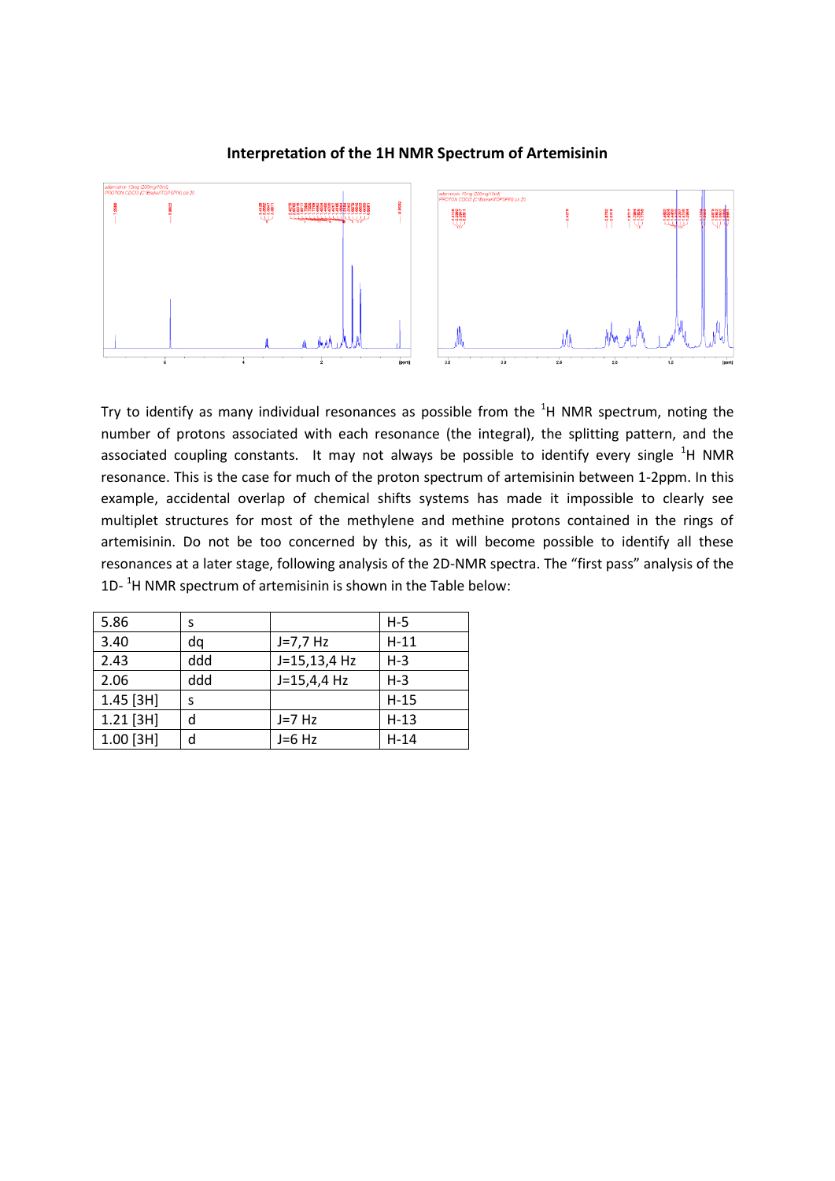# Interpretation of the 1H NMR Spectrum of Artemisinin

Try to identify as many individual resonances as possible from the $^{1}$H NMR spectrum, noting the number of protons associated with each resonance (the integral), the splitting pattern, and the associated coupling constants. It may not always be possible to identify every single $^{1}$H NMR resonance. This is the case for much of the proton spectrum of artemisinin between 1-2ppm. In this example, accidental overlap of chemical shifts systems has made it impossible to clearly see multiplet structures for most of the methylene and methine protons contained in the rings of artemisinin. Do not be too concerned by this, as it will become possible to identify all these resonances at a later stage, following analysis of the 2D-NMR spectra. The "first pass" analysis of the 1D- $^{1}$H NMR spectrum of artemisinin is shown in the Table below:

| | | | |
|---|---|---|---|
| 5.86 | s | | H-5 |
| 3.40 | dq | J=7,7 Hz | H-11 |
| 2.43 | ddd | J=15,13,4 Hz | H-3 |
| 2.06 | ddd | J=15,4,4 Hz | H-3 |
| 1.45 [3H] | s | | H-15 |
| 1.21 [3H] | d | J=7 Hz | H-13 |
| 1.00 [3H] | d | J=6 Hz | H-14 |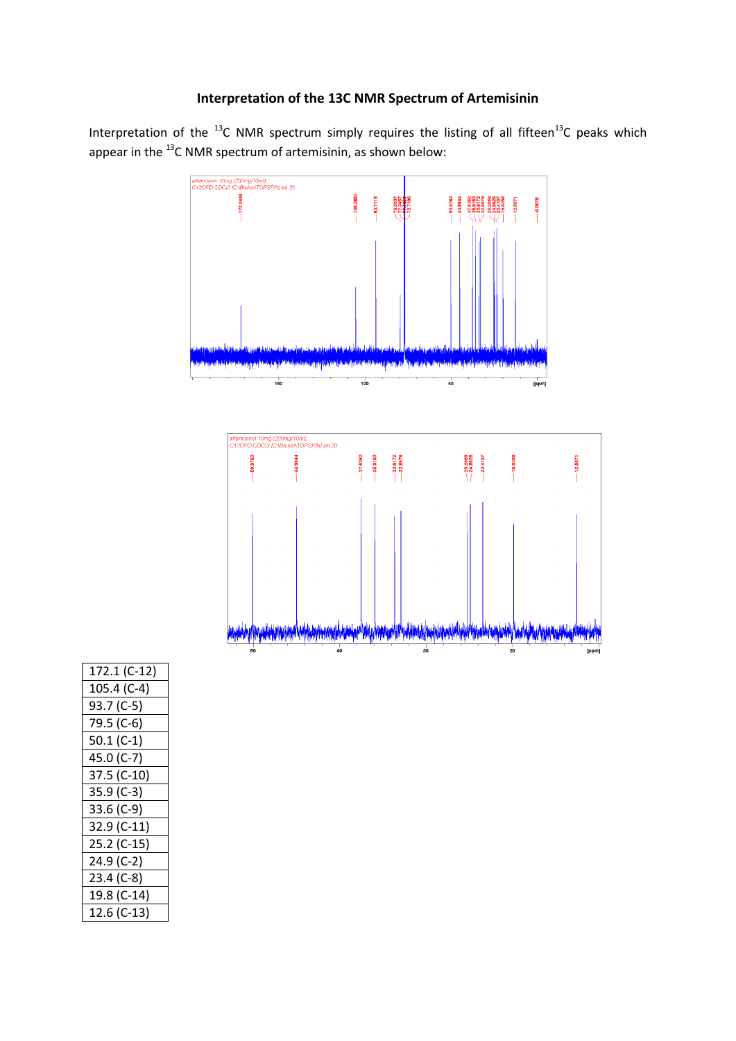# Interpretation of the 13C NMR Spectrum of Artemisinin

Interpretation of the $^{13}C$ NMR spectrum simply requires the listing of all fifteen $^{13}C$ peaks which appear in the $^{13}C$ NMR spectrum of artemisinin, as shown below:

| 172.1 (C-12) |
|---|
| 105.4 (C-4) |
| 93.7 (C-5) |
| 79.5 (C-6) |
| 50.1 (C-1) |
| 45.0 (C-7) |
| 37.5 (C-10) |
| 35.9 (C-3) |
| 33.6 (C-9) |
| 32.9 (C-11) |
| 25.2 (C-15) |
| 24.9 (C-2) |
| 23.4 (C-8) |
| 19.8 (C-14) |
| 12.6 (C-13) |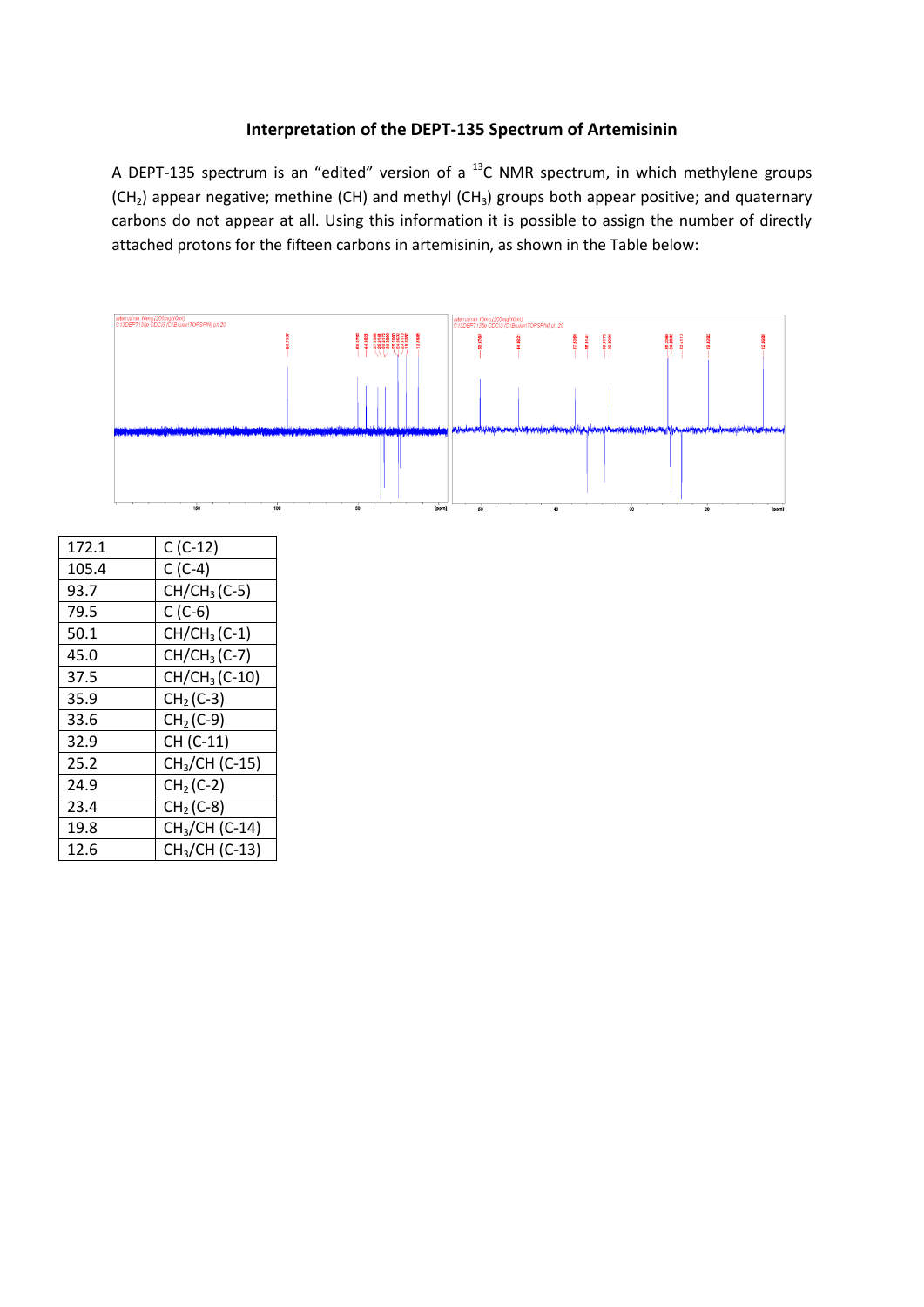## Interpretation of the DEPT-135 Spectrum of Artemisinin

A DEPT-135 spectrum is an "edited" version of a $^{13}C$ NMR spectrum, in which methylene groups ($CH_2$) appear negative; methine (CH) and methyl ($CH_3$) groups both appear positive; and quaternary carbons do not appear at all. Using this information it is possible to assign the number of directly attached protons for the fifteen carbons in artemisinin, as shown in the Table below:

| | |
|---|---|
| 172.1 | C (C-12) |
| 105.4 | C (C-4) |
| 93.7 | CH/$CH_3$ (C-5) |
| 79.5 | C (C-6) |
| 50.1 | CH/$CH_3$ (C-1) |
| 45.0 | CH/$CH_3$ (C-7) |
| 37.5 | CH/$CH_3$ (C-10) |
| 35.9 | $CH_2$ (C-3) |
| 33.6 | $CH_2$ (C-9) |
| 32.9 | CH (C-11) |
| 25.2 | $CH_3$/CH (C-15) |
| 24.9 | $CH_2$ (C-2) |
| 23.4 | $CH_2$ (C-8) |
| 19.8 | $CH_3$/CH (C-14) |
| 12.6 | $CH_3$/CH (C-13) |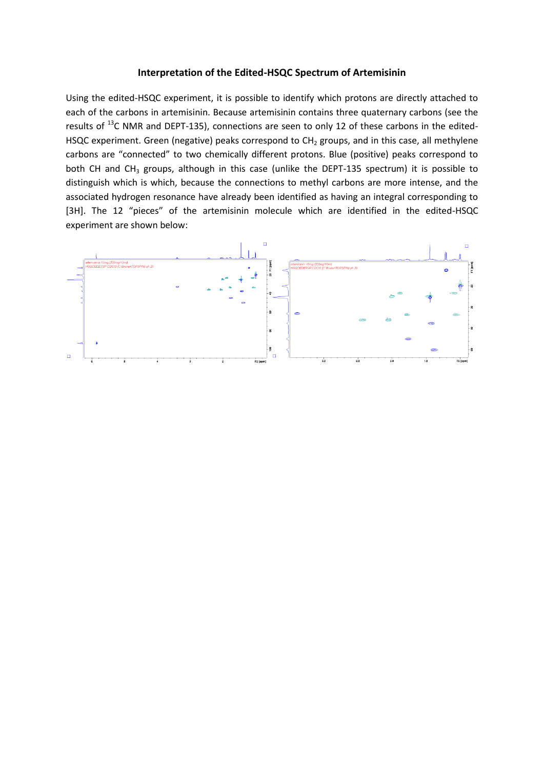**Interpretation of the Edited-HSQC Spectrum of Artemisinin**

Using the edited-HSQC experiment, it is possible to identify which protons are directly attached to each of the carbons in artemisinin. Because artemisinin contains three quaternary carbons (see the results of $^{13}$C NMR and DEPT-135), connections are seen to only 12 of these carbons in the edited-HSQC experiment. Green (negative) peaks correspond to $CH_2$ groups, and in this case, all methylene carbons are "connected" to two chemically different protons. Blue (positive) peaks correspond to both CH and $CH_3$ groups, although in this case (unlike the DEPT-135 spectrum) it is possible to distinguish which is which, because the connections to methyl carbons are more intense, and the associated hydrogen resonance have already been identified as having an integral corresponding to [3H]. The 12 "pieces" of the artemisinin molecule which are identified in the edited-HSQC experiment are shown below: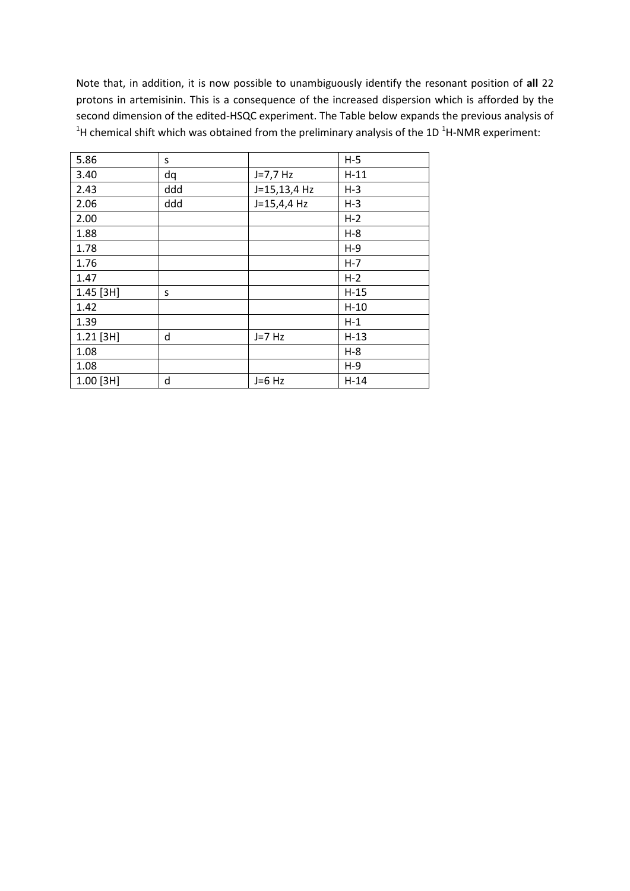Note that, in addition, it is now possible to unambiguously identify the resonant position of **all** 22 protons in artemisinin. This is a consequence of the increased dispersion which is afforded by the second dimension of the edited-HSQC experiment. The Table below expands the previous analysis of $^{1}H$ chemical shift which was obtained from the preliminary analysis of the 1D $^{1}H$-NMR experiment:

| | | | |
|---|---|---|---|
| 5.86 | s | | H-5 |
| 3.40 | dq | J=7,7 Hz | H-11 |
| 2.43 | ddd | J=15,13,4 Hz | H-3 |
| 2.06 | ddd | J=15,4,4 Hz | H-3 |
| 2.00 | | | H-2 |
| 1.88 | | | H-8 |
| 1.78 | | | H-9 |
| 1.76 | | | H-7 |
| 1.47 | | | H-2 |
| 1.45 [3H] | s | | H-15 |
| 1.42 | | | H-10 |
| 1.39 | | | H-1 |
| 1.21 [3H] | d | J=7 Hz | H-13 |
| 1.08 | | | H-8 |
| 1.08 | | | H-9 |
| 1.00 [3H] | d | J=6 Hz | H-14 |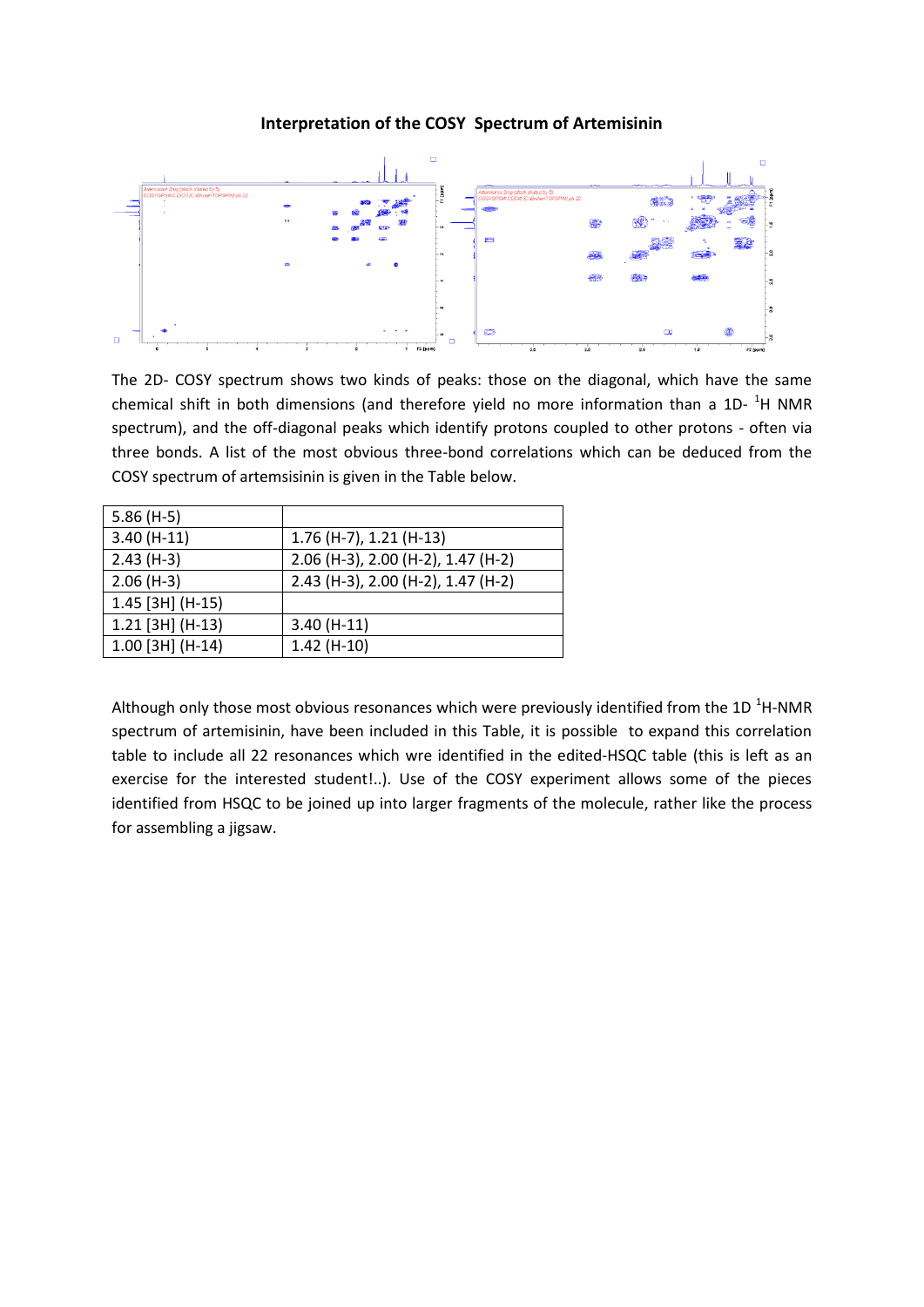# Interpretation of the COSY Spectrum of Artemisinin

The 2D- COSY spectrum shows two kinds of peaks: those on the diagonal, which have the same chemical shift in both dimensions (and therefore yield no more information than a 1D- $^{1}$H NMR spectrum), and the off-diagonal peaks which identify protons coupled to other protons - often via three bonds. A list of the most obvious three-bond correlations which can be deduced from the COSY spectrum of artemsisinin is given in the Table below.

| | |
|---|---|
| 5.86 (H-5) | |
| 3.40 (H-11) | 1.76 (H-7), 1.21 (H-13) |
| 2.43 (H-3) | 2.06 (H-3), 2.00 (H-2), 1.47 (H-2) |
| 2.06 (H-3) | 2.43 (H-3), 2.00 (H-2), 1.47 (H-2) |
| 1.45 [3H] (H-15) | |
| 1.21 [3H] (H-13) | 3.40 (H-11) |
| 1.00 [3H] (H-14) | 1.42 (H-10) |

Although only those most obvious resonances which were previously identified from the 1D $^{1}$H-NMR spectrum of artemisinin, have been included in this Table, it is possible to expand this correlation table to include all 22 resonances which wre identified in the edited-HSQC table (this is left as an exercise for the interested student!..). Use of the COSY experiment allows some of the pieces identified from HSQC to be joined up into larger fragments of the molecule, rather like the process for assembling a jigsaw.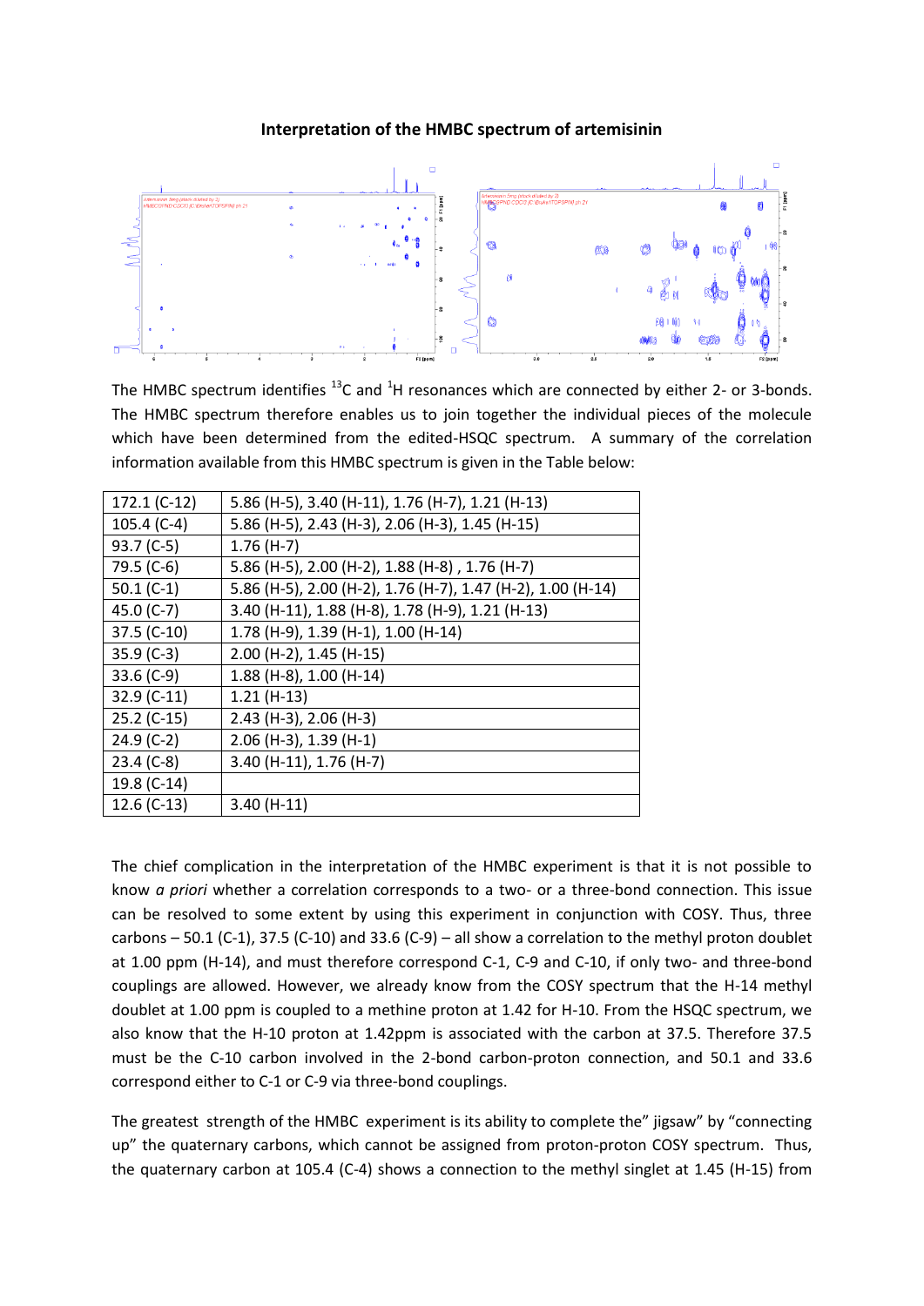**Interpretation of the HMBC spectrum of artemisinin**

The HMBC spectrum identifies $^{13}C$ and $^{1}H$ resonances which are connected by either 2- or 3-bonds. The HMBC spectrum therefore enables us to join together the individual pieces of the molecule which have been determined from the edited-HSQC spectrum. A summary of the correlation information available from this HMBC spectrum is given in the Table below:

| | |
|---|---|
| 172.1 (C-12) | 5.86 (H-5), 3.40 (H-11), 1.76 (H-7), 1.21 (H-13) |
| 105.4 (C-4) | 5.86 (H-5), 2.43 (H-3), 2.06 (H-3), 1.45 (H-15) |
| 93.7 (C-5) | 1.76 (H-7) |
| 79.5 (C-6) | 5.86 (H-5), 2.00 (H-2), 1.88 (H-8) , 1.76 (H-7) |
| 50.1 (C-1) | 5.86 (H-5), 2.00 (H-2), 1.76 (H-7), 1.47 (H-2), 1.00 (H-14) |
| 45.0 (C-7) | 3.40 (H-11), 1.88 (H-8), 1.78 (H-9), 1.21 (H-13) |
| 37.5 (C-10) | 1.78 (H-9), 1.39 (H-1), 1.00 (H-14) |
| 35.9 (C-3) | 2.00 (H-2), 1.45 (H-15) |
| 33.6 (C-9) | 1.88 (H-8), 1.00 (H-14) |
| 32.9 (C-11) | 1.21 (H-13) |
| 25.2 (C-15) | 2.43 (H-3), 2.06 (H-3) |
| 24.9 (C-2) | 2.06 (H-3), 1.39 (H-1) |
| 23.4 (C-8) | 3.40 (H-11), 1.76 (H-7) |
| 19.8 (C-14) | |
| 12.6 (C-13) | 3.40 (H-11) |

The chief complication in the interpretation of the HMBC experiment is that it is not possible to know *a priori* whether a correlation corresponds to a two- or a three-bond connection. This issue can be resolved to some extent by using this experiment in conjunction with COSY. Thus, three carbons – 50.1 (C-1), 37.5 (C-10) and 33.6 (C-9) – all show a correlation to the methyl proton doublet at 1.00 ppm (H-14), and must therefore correspond C-1, C-9 and C-10, if only two- and three-bond couplings are allowed. However, we already know from the COSY spectrum that the H-14 methyl doublet at 1.00 ppm is coupled to a methine proton at 1.42 for H-10. From the HSQC spectrum, we also know that the H-10 proton at 1.42ppm is associated with the carbon at 37.5. Therefore 37.5 must be the C-10 carbon involved in the 2-bond carbon-proton connection, and 50.1 and 33.6 correspond either to C-1 or C-9 via three-bond couplings.

The greatest strength of the HMBC experiment is its ability to complete the" jigsaw" by "connecting up" the quaternary carbons, which cannot be assigned from proton-proton COSY spectrum. Thus, the quaternary carbon at 105.4 (C-4) shows a connection to the methyl singlet at 1.45 (H-15) from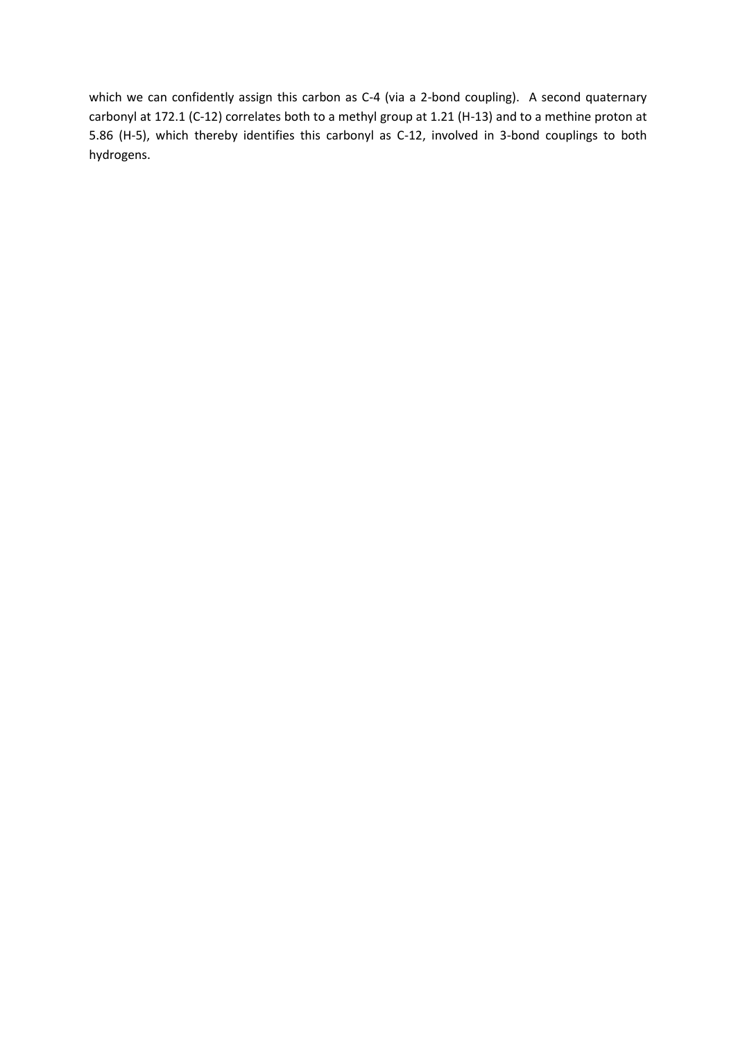which we can confidently assign this carbon as C-4 (via a 2-bond coupling). A second quaternary carbonyl at 172.1 (C-12) correlates both to a methyl group at 1.21 (H-13) and to a methine proton at 5.86 (H-5), which thereby identifies this carbonyl as C-12, involved in 3-bond couplings to both hydrogens.